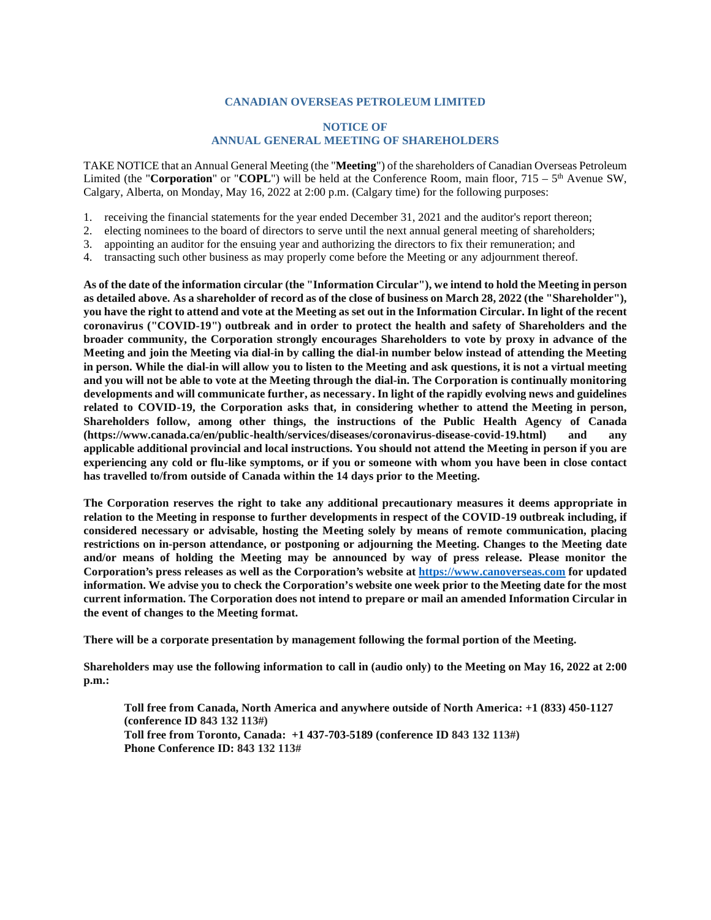# CANADIAN OVERSEAS PETROLEUM LIMITED

## NOTICE OF
## ANNUAL GENERAL MEETING OF SHAREHOLDERS

TAKE NOTICE that an Annual General Meeting (the "**Meeting**") of the shareholders of Canadian Overseas Petroleum Limited (the "**Corporation**" or "**COPL**") will be held at the Conference Room, main floor, 715 – 5th Avenue SW, Calgary, Alberta, on Monday, May 16, 2022 at 2:00 p.m. (Calgary time) for the following purposes:

1. receiving the financial statements for the year ended December 31, 2021 and the auditor's report thereon;
2. electing nominees to the board of directors to serve until the next annual general meeting of shareholders;
3. appointing an auditor for the ensuing year and authorizing the directors to fix their remuneration; and
4. transacting such other business as may properly come before the Meeting or any adjournment thereof.

**As of the date of the information circular (the "Information Circular"), we intend to hold the Meeting in person as detailed above. As a shareholder of record as of the close of business on March 28, 2022 (the "Shareholder"), you have the right to attend and vote at the Meeting as set out in the Information Circular. In light of the recent coronavirus ("COVID-19") outbreak and in order to protect the health and safety of Shareholders and the broader community, the Corporation strongly encourages Shareholders to vote by proxy in advance of the Meeting and join the Meeting via dial-in by calling the dial-in number below instead of attending the Meeting in person. While the dial-in will allow you to listen to the Meeting and ask questions, it is not a virtual meeting and you will not be able to vote at the Meeting through the dial-in. The Corporation is continually monitoring developments and will communicate further, as necessary. In light of the rapidly evolving news and guidelines related to COVID-19, the Corporation asks that, in considering whether to attend the Meeting in person, Shareholders follow, among other things, the instructions of the Public Health Agency of Canada (https://www.canada.ca/en/public-health/services/diseases/coronavirus-disease-covid-19.html) and any applicable additional provincial and local instructions. You should not attend the Meeting in person if you are experiencing any cold or flu-like symptoms, or if you or someone with whom you have been in close contact has travelled to/from outside of Canada within the 14 days prior to the Meeting.**

**The Corporation reserves the right to take any additional precautionary measures it deems appropriate in relation to the Meeting in response to further developments in respect of the COVID-19 outbreak including, if considered necessary or advisable, hosting the Meeting solely by means of remote communication, placing restrictions on in-person attendance, or postponing or adjourning the Meeting. Changes to the Meeting date and/or means of holding the Meeting may be announced by way of press release. Please monitor the Corporation's press releases as well as the Corporation's website at [https://www.canoverseas.com](https://www.canoverseas.com) for updated information. We advise you to check the Corporation's website one week prior to the Meeting date for the most current information. The Corporation does not intend to prepare or mail an amended Information Circular in the event of changes to the Meeting format.**

**There will be a corporate presentation by management following the formal portion of the Meeting.**

**Shareholders may use the following information to call in (audio only) to the Meeting on May 16, 2022 at 2:00 p.m.:**

> **Toll free from Canada, North America and anywhere outside of North America: +1 (833) 450-1127 (conference ID 843 132 113#)**
> **Toll free from Toronto, Canada: +1 437-703-5189 (conference ID 843 132 113#)**
> **Phone Conference ID: 843 132 113#**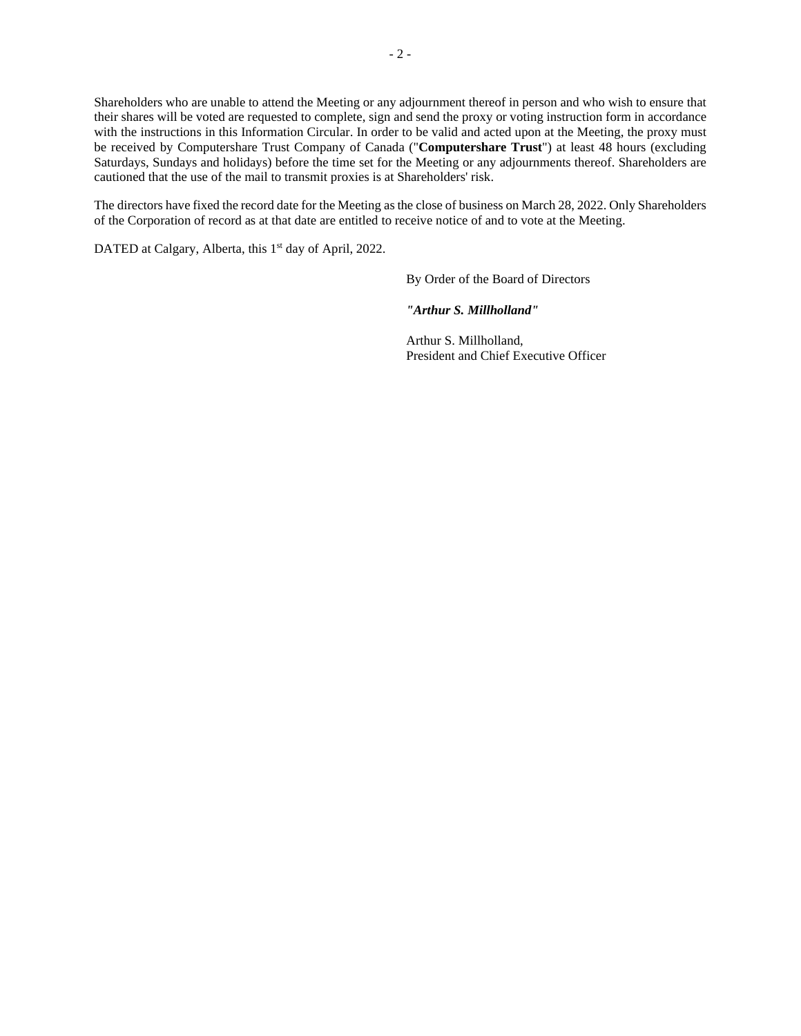Shareholders who are unable to attend the Meeting or any adjournment thereof in person and who wish to ensure that their shares will be voted are requested to complete, sign and send the proxy or voting instruction form in accordance with the instructions in this Information Circular. In order to be valid and acted upon at the Meeting, the proxy must be received by Computershare Trust Company of Canada ("**Computershare Trust**") at least 48 hours (excluding Saturdays, Sundays and holidays) before the time set for the Meeting or any adjournments thereof. Shareholders are cautioned that the use of the mail to transmit proxies is at Shareholders' risk.

The directors have fixed the record date for the Meeting as the close of business on March 28, 2022. Only Shareholders of the Corporation of record as at that date are entitled to receive notice of and to vote at the Meeting.

DATED at Calgary, Alberta, this 1st day of April, 2022.

By Order of the Board of Directors

***"Arthur S. Millholland"***

Arthur S. Millholland,
President and Chief Executive Officer